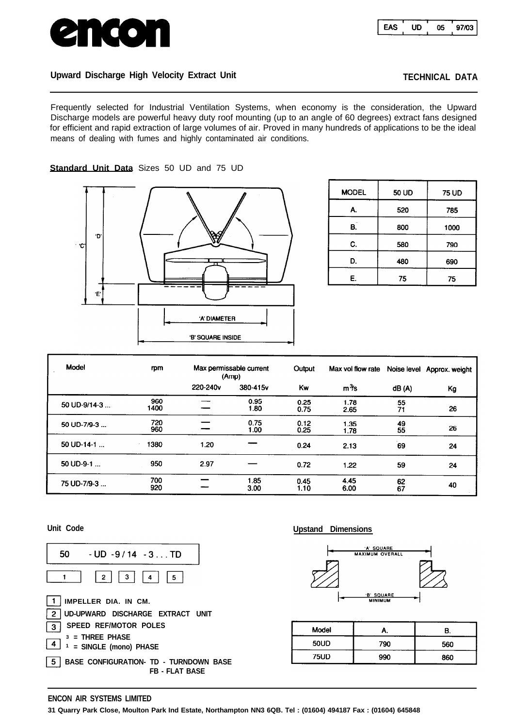# encon

EAS | UD | 05 | 97/03

**Upward Discharge High Velocity Extract Unit**

**TECHNICAL DATA**

Frequently selected for Industrial Ventilation Systems, when economy is the consideration, the Upward Discharge models are powerful heavy duty roof mounting (up to an angle of 60 degrees) extract fans designed for efficient and rapid extraction of large volumes of air. Proved in many hundreds of applications to be the ideal means of dealing with fumes and highly contaminated air conditions.

**Standard Unit Data** Sizes 50 UD and 75 UD

'C' 'D' 'E'

'A' DIAMETER

'B' SQUARE INSIDE

| MODEL | 50 UD | 75 UD |
|---|---|---|
| A. | 520 | 785 |
| B. | 800 | 1000 |
| C. | 580 | 790 |
| D. | 480 | 690 |
| E. | 75 | 75 |

| Model | rpm | Max permissable current (Amp) | | Output | Max vol flow rate | Noise level | Approx. weight |
|---|---|---|---|---|---|---|---|
| | | 220-240v | 380-415v | Kw | $m^3/s$ | dB (A) | Kg |
| 50 UD-9/14-3 ... | 960<br>1400 | —<br>— | 0.95<br>1.80 | 0.25<br>0.75 | 1.78<br>2.65 | 55<br>71 | 26 |
| 50 UD-7/9-3 ... | 720<br>960 | —<br>— | 0.75<br>1.00 | 0.12<br>0.25 | 1.35<br>1.78 | 49<br>55 | 26 |
| 50 UD-14-1 ... | 1380 | 1.20 | — | 0.24 | 2.13 | 69 | 24 |
| 50 UD-9-1 ... | 950 | 2.97 | — | 0.72 | 1.22 | 59 | 24 |
| 75 UD-7/9-3 ... | 700<br>920 | —<br>— | 1.85<br>3.00 | 0.45<br>1.10 | 4.45<br>6.00 | 62<br>67 | 40 |

**Unit Code**

50 - UD - 9 / 14 - 3 . . . TD

1 | 2 | 3 | 4 | 5

1. **IMPELLER DIA. IN CM.**
2. **UD-UPWARD DISCHARGE EXTRACT UNIT**
3. **SPEED REF/MOTOR POLES**
4. **3 = THREE PHASE**
   **1 = SINGLE (mono) PHASE**
5. **BASE CONFIGURATION- TD - TURNDOWN BASE**
   **FB - FLAT BASE**

**Upstand Dimensions**

'A' SQUARE MAXIMUM OVERALL

'B' SQUARE MINIMUM

| Model | A. | B. |
|---|---|---|
| 50UD | 790 | 560 |
| 75UD | 990 | 860 |

**ENCON AIR SYSTEMS LIMITED**

**31 Quarry Park Close, Moulton Park Ind Estate, Northampton NN3 6QB. Tel : (01604) 494187 Fax : (01604) 645848**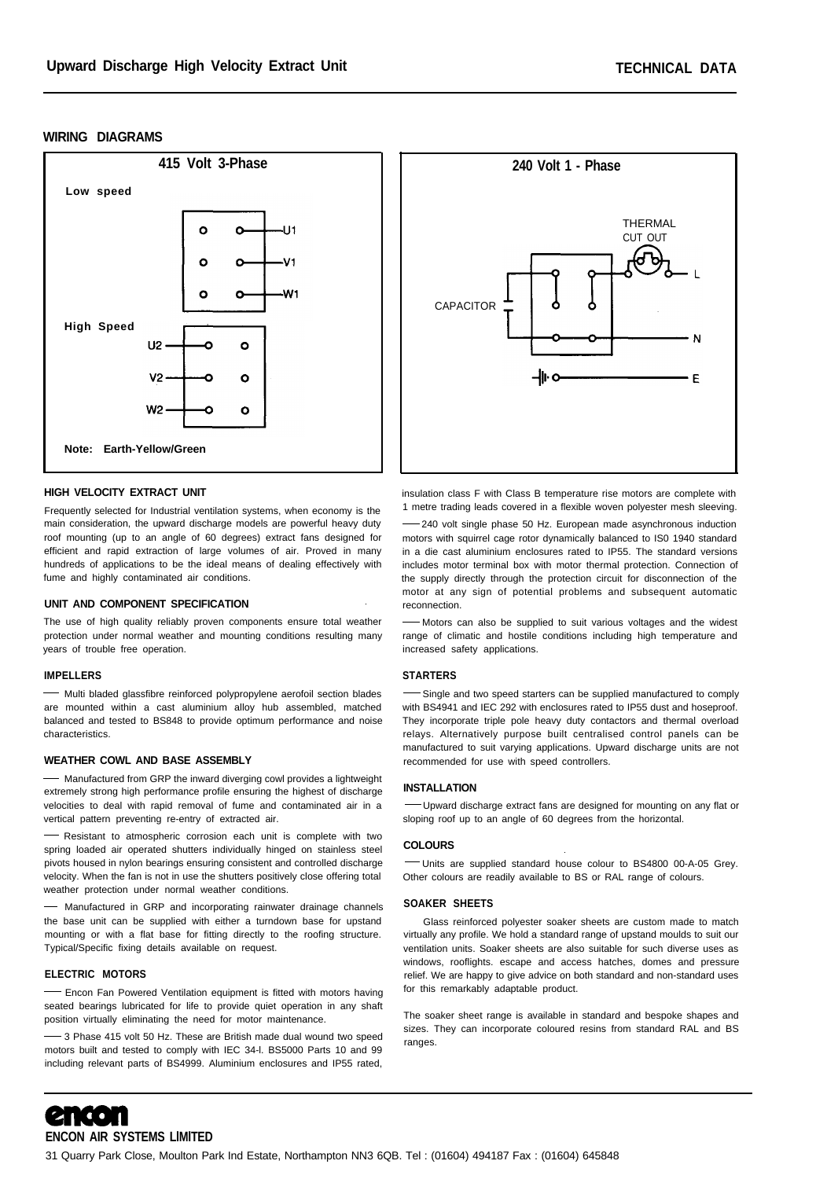## WIRING DIAGRAMS

**415 Volt 3-Phase**

**Low speed**

U1

V1

W1

**High Speed**

U2

V2

W2

**Note: Earth-Yellow/Green**

**240 Volt 1 - Phase**

THERMAL
CUT OUT

CAPACITOR

L

N

E

### HIGH VELOCITY EXTRACT UNIT

Frequently selected for Industrial ventilation systems, when economy is the main consideration, the upward discharge models are powerful heavy duty roof mounting (up to an angle of 60 degrees) extract fans designed for efficient and rapid extraction of large volumes of air. Proved in many hundreds of applications to be the ideal means of dealing effectively with fume and highly contaminated air conditions.

### UNIT AND COMPONENT SPECIFICATION

The use of high quality reliably proven components ensure total weather protection under normal weather and mounting conditions resulting many years of trouble free operation.

### IMPELLERS

— Multi bladed glassfibre reinforced polypropylene aerofoil section blades are mounted within a cast aluminium alloy hub assembled, matched balanced and tested to BS848 to provide optimum performance and noise characteristics.

### WEATHER COWL AND BASE ASSEMBLY

— Manufactured from GRP the inward diverging cowl provides a lightweight extremely strong high performance profile ensuring the highest of discharge velocities to deal with rapid removal of fume and contaminated air in a vertical pattern preventing re-entry of extracted air.

— Resistant to atmospheric corrosion each unit is complete with two spring loaded air operated shutters individually hinged on stainless steel pivots housed in nylon bearings ensuring consistent and controlled discharge velocity. When the fan is not in use the shutters positively close offering total weather protection under normal weather conditions.

— Manufactured in GRP and incorporating rainwater drainage channels the base unit can be supplied with either a turndown base for upstand mounting or with a flat base for fitting directly to the roofing structure. Typical/Specific fixing details available on request.

### ELECTRIC MOTORS

— Encon Fan Powered Ventilation equipment is fitted with motors having seated bearings lubricated for life to provide quiet operation in any shaft position virtually eliminating the need for motor maintenance.

— 3 Phase 415 volt 50 Hz. These are British made dual wound two speed motors built and tested to comply with IEC 34-l. BS5000 Parts 10 and 99 including relevant parts of BS4999. Aluminium enclosures and IP55 rated, insulation class F with Class B temperature rise motors are complete with 1 metre trading leads covered in a flexible woven polyester mesh sleeving.

— 240 volt single phase 50 Hz. European made asynchronous induction motors with squirrel cage rotor dynamically balanced to IS0 1940 standard in a die cast aluminium enclosures rated to IP55. The standard versions includes motor terminal box with motor thermal protection. Connection of the supply directly through the protection circuit for disconnection of the motor at any sign of potential problems and subsequent automatic reconnection.

— Motors can also be supplied to suit various voltages and the widest range of climatic and hostile conditions including high temperature and increased safety applications.

### STARTERS

— Single and two speed starters can be supplied manufactured to comply with BS4941 and IEC 292 with enclosures rated to IP55 dust and hoseproof. They incorporate triple pole heavy duty contactors and thermal overload relays. Alternatively purpose built centralised control panels can be manufactured to suit varying applications. Upward discharge units are not recommended for use with speed controllers.

### INSTALLATION

— Upward discharge extract fans are designed for mounting on any flat or sloping roof up to an angle of 60 degrees from the horizontal.

### COLOURS

— Units are supplied standard house colour to BS4800 00-A-05 Grey. Other colours are readily available to BS or RAL range of colours.

### SOAKER SHEETS

Glass reinforced polyester soaker sheets are custom made to match virtually any profile. We hold a standard range of upstand moulds to suit our ventilation units. Soaker sheets are also suitable for such diverse uses as windows, rooflights. escape and access hatches, domes and pressure relief. We are happy to give advice on both standard and non-standard uses for this remarkably adaptable product.

The soaker sheet range is available in standard and bespoke shapes and sizes. They can incorporate coloured resins from standard RAL and BS ranges.

**ENCON AIR SYSTEMS LIMITED**

31 Quarry Park Close, Moulton Park Ind Estate, Northampton NN3 6QB. Tel : (01604) 494187 Fax : (01604) 645848